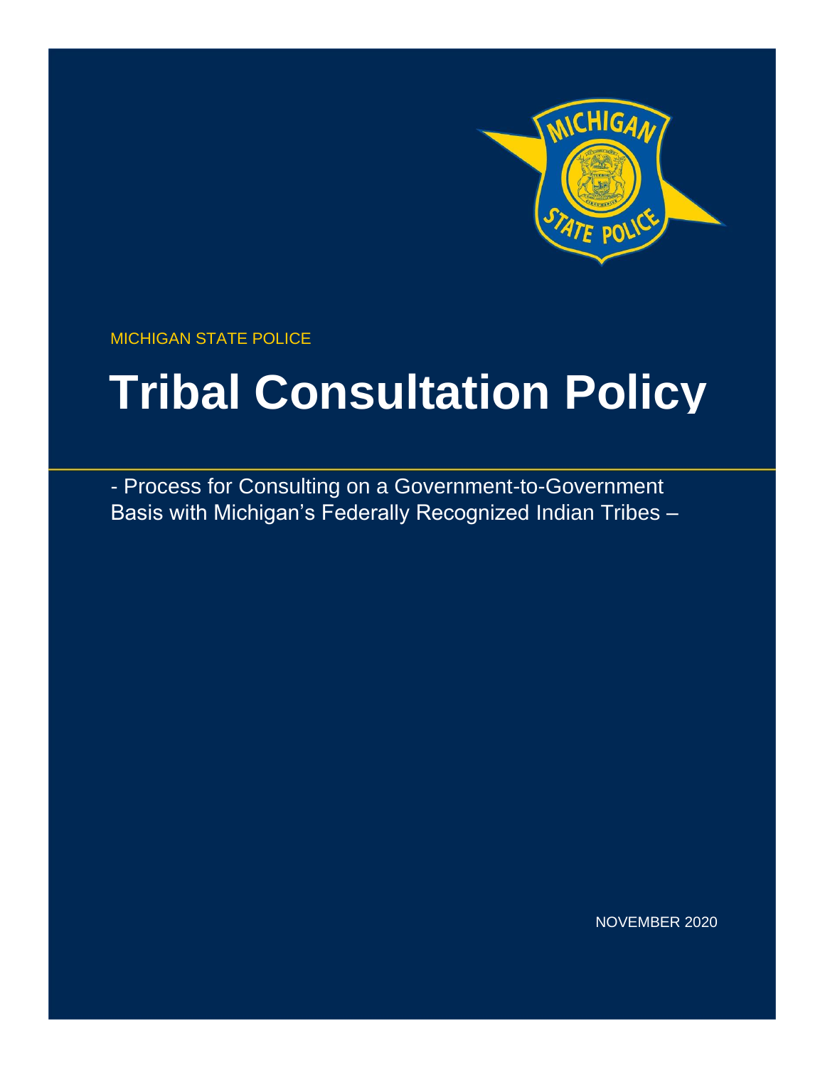MICHIGAN STATE POLICE

# Tribal Consultation Policy

- Process for Consulting on a Government-to-Government Basis with Michigan's Federally Recognized Indian Tribes –

NOVEMBER 2020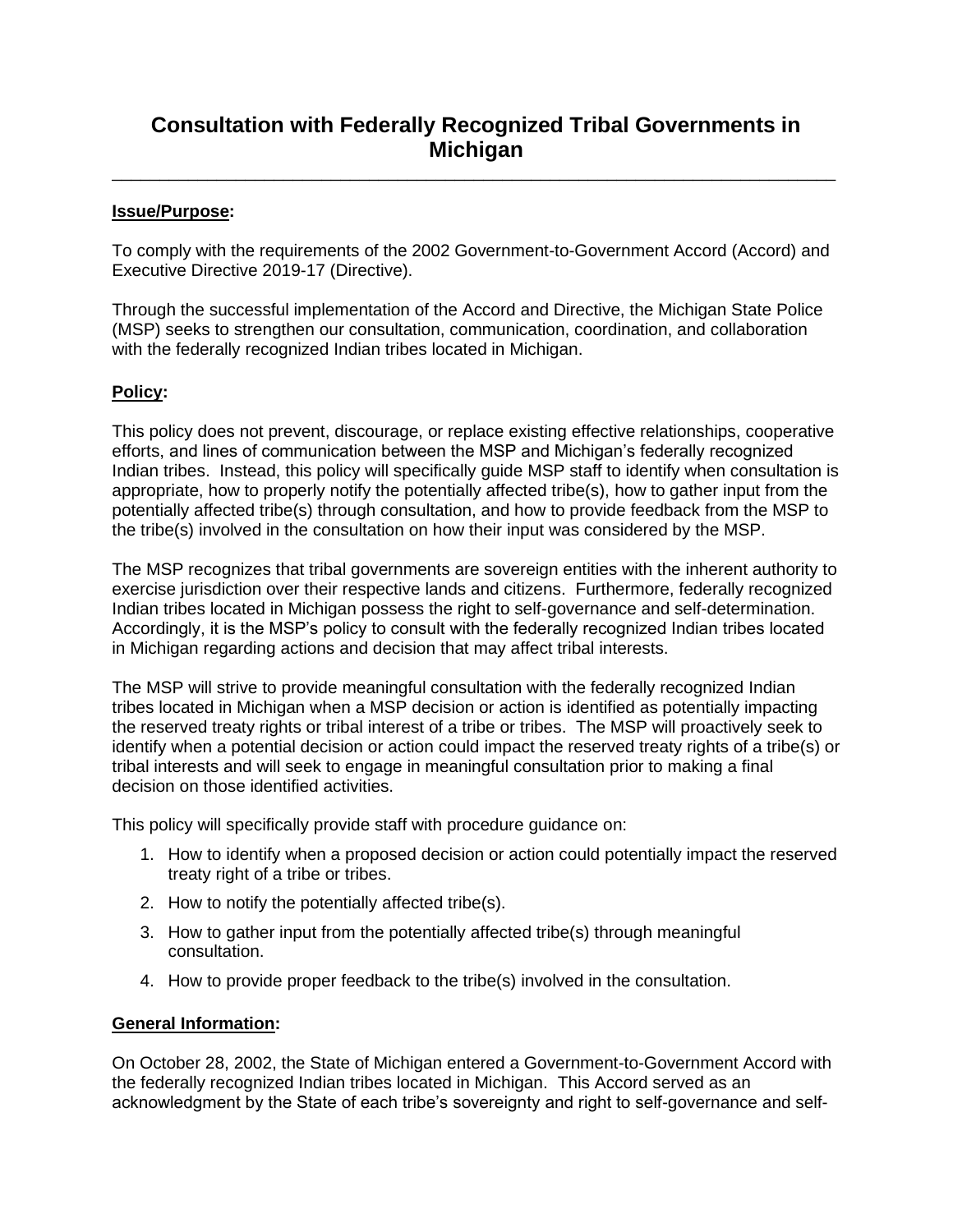# Consultation with Federally Recognized Tribal Governments in Michigan

---

**Issue/Purpose:**

To comply with the requirements of the 2002 Government-to-Government Accord (Accord) and Executive Directive 2019-17 (Directive).

Through the successful implementation of the Accord and Directive, the Michigan State Police (MSP) seeks to strengthen our consultation, communication, coordination, and collaboration with the federally recognized Indian tribes located in Michigan.

**Policy:**

This policy does not prevent, discourage, or replace existing effective relationships, cooperative efforts, and lines of communication between the MSP and Michigan's federally recognized Indian tribes. Instead, this policy will specifically guide MSP staff to identify when consultation is appropriate, how to properly notify the potentially affected tribe(s), how to gather input from the potentially affected tribe(s) through consultation, and how to provide feedback from the MSP to the tribe(s) involved in the consultation on how their input was considered by the MSP.

The MSP recognizes that tribal governments are sovereign entities with the inherent authority to exercise jurisdiction over their respective lands and citizens. Furthermore, federally recognized Indian tribes located in Michigan possess the right to self-governance and self-determination. Accordingly, it is the MSP's policy to consult with the federally recognized Indian tribes located in Michigan regarding actions and decision that may affect tribal interests.

The MSP will strive to provide meaningful consultation with the federally recognized Indian tribes located in Michigan when a MSP decision or action is identified as potentially impacting the reserved treaty rights or tribal interest of a tribe or tribes. The MSP will proactively seek to identify when a potential decision or action could impact the reserved treaty rights of a tribe(s) or tribal interests and will seek to engage in meaningful consultation prior to making a final decision on those identified activities.

This policy will specifically provide staff with procedure guidance on:

1. How to identify when a proposed decision or action could potentially impact the reserved treaty right of a tribe or tribes.
2. How to notify the potentially affected tribe(s).
3. How to gather input from the potentially affected tribe(s) through meaningful consultation.
4. How to provide proper feedback to the tribe(s) involved in the consultation.

**General Information:**

On October 28, 2002, the State of Michigan entered a Government-to-Government Accord with the federally recognized Indian tribes located in Michigan. This Accord served as an acknowledgment by the State of each tribe's sovereignty and right to self-governance and self-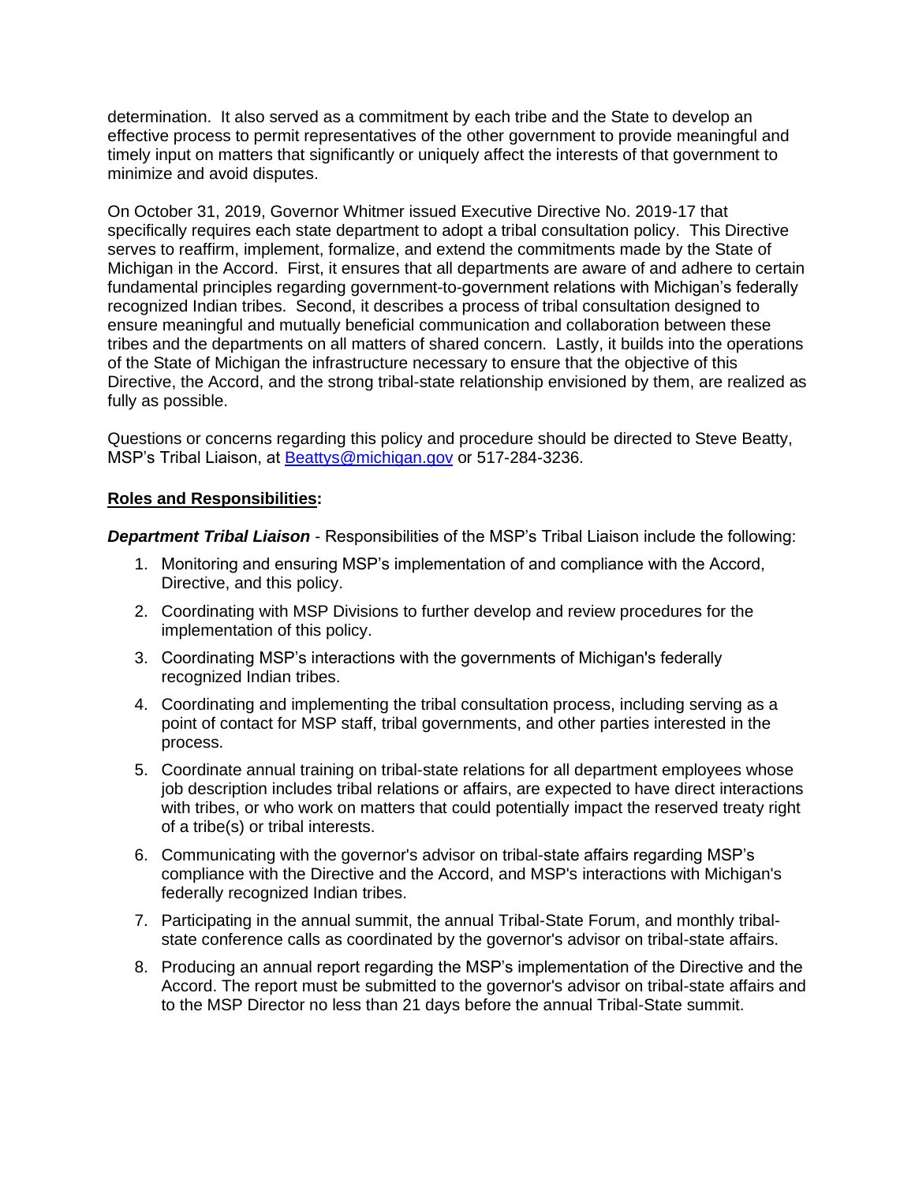determination. It also served as a commitment by each tribe and the State to develop an effective process to permit representatives of the other government to provide meaningful and timely input on matters that significantly or uniquely affect the interests of that government to minimize and avoid disputes.

On October 31, 2019, Governor Whitmer issued Executive Directive No. 2019-17 that specifically requires each state department to adopt a tribal consultation policy. This Directive serves to reaffirm, implement, formalize, and extend the commitments made by the State of Michigan in the Accord. First, it ensures that all departments are aware of and adhere to certain fundamental principles regarding government-to-government relations with Michigan's federally recognized Indian tribes. Second, it describes a process of tribal consultation designed to ensure meaningful and mutually beneficial communication and collaboration between these tribes and the departments on all matters of shared concern. Lastly, it builds into the operations of the State of Michigan the infrastructure necessary to ensure that the objective of this Directive, the Accord, and the strong tribal-state relationship envisioned by them, are realized as fully as possible.

Questions or concerns regarding this policy and procedure should be directed to Steve Beatty, MSP's Tribal Liaison, at Beattys@michigan.gov or 517-284-3236.

**Roles and Responsibilities:**

***Department Tribal Liaison*** - Responsibilities of the MSP's Tribal Liaison include the following:

1. Monitoring and ensuring MSP's implementation of and compliance with the Accord, Directive, and this policy.
2. Coordinating with MSP Divisions to further develop and review procedures for the implementation of this policy.
3. Coordinating MSP's interactions with the governments of Michigan's federally recognized Indian tribes.
4. Coordinating and implementing the tribal consultation process, including serving as a point of contact for MSP staff, tribal governments, and other parties interested in the process.
5. Coordinate annual training on tribal-state relations for all department employees whose job description includes tribal relations or affairs, are expected to have direct interactions with tribes, or who work on matters that could potentially impact the reserved treaty right of a tribe(s) or tribal interests.
6. Communicating with the governor's advisor on tribal-state affairs regarding MSP's compliance with the Directive and the Accord, and MSP's interactions with Michigan's federally recognized Indian tribes.
7. Participating in the annual summit, the annual Tribal-State Forum, and monthly tribal-state conference calls as coordinated by the governor's advisor on tribal-state affairs.
8. Producing an annual report regarding the MSP's implementation of the Directive and the Accord. The report must be submitted to the governor's advisor on tribal-state affairs and to the MSP Director no less than 21 days before the annual Tribal-State summit.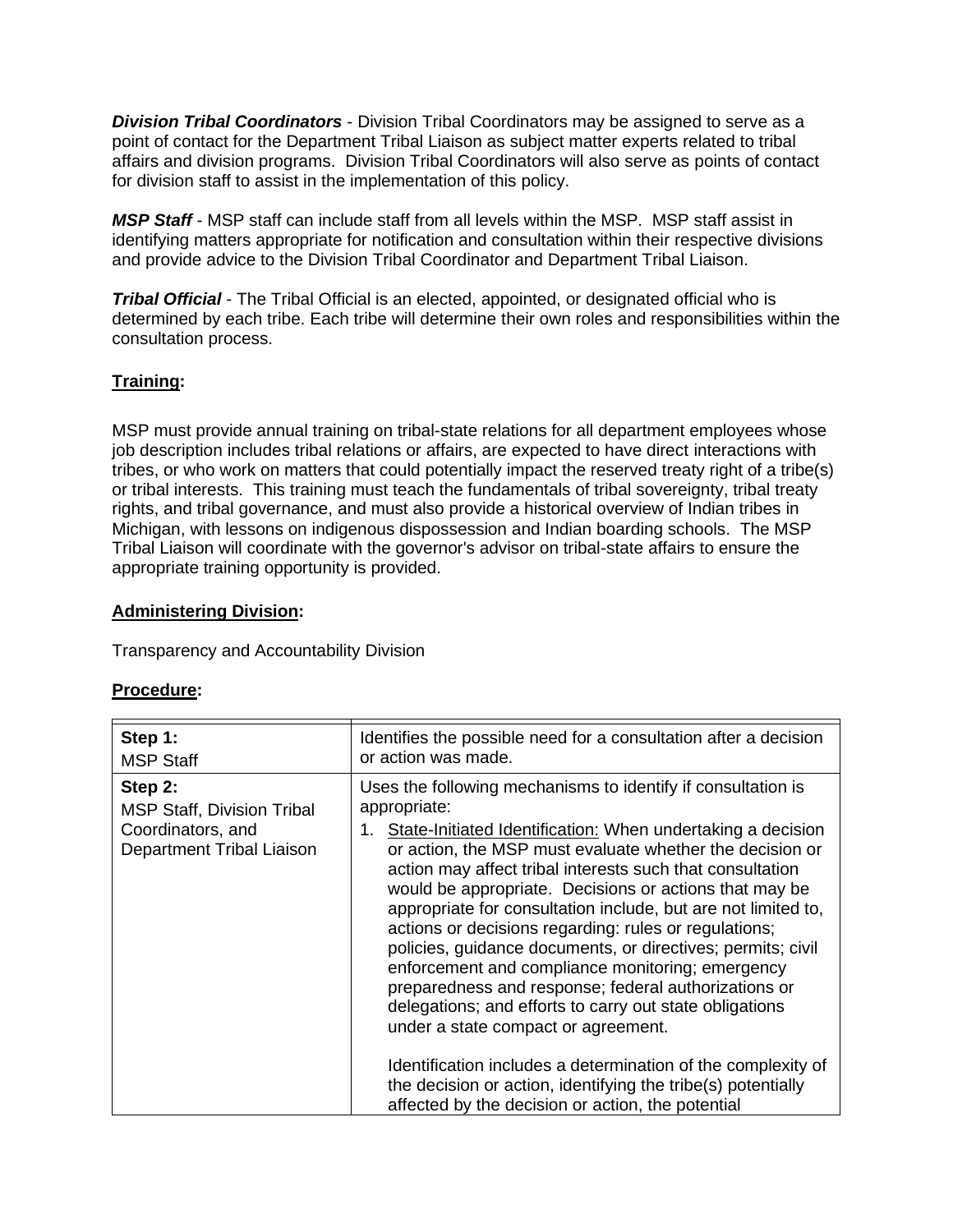***Division Tribal Coordinators*** - Division Tribal Coordinators may be assigned to serve as a point of contact for the Department Tribal Liaison as subject matter experts related to tribal affairs and division programs. Division Tribal Coordinators will also serve as points of contact for division staff to assist in the implementation of this policy.

***MSP Staff*** - MSP staff can include staff from all levels within the MSP. MSP staff assist in identifying matters appropriate for notification and consultation within their respective divisions and provide advice to the Division Tribal Coordinator and Department Tribal Liaison.

***Tribal Official*** - The Tribal Official is an elected, appointed, or designated official who is determined by each tribe. Each tribe will determine their own roles and responsibilities within the consultation process.

**Training:**

MSP must provide annual training on tribal-state relations for all department employees whose job description includes tribal relations or affairs, are expected to have direct interactions with tribes, or who work on matters that could potentially impact the reserved treaty right of a tribe(s) or tribal interests. This training must teach the fundamentals of tribal sovereignty, tribal treaty rights, and tribal governance, and must also provide a historical overview of Indian tribes in Michigan, with lessons on indigenous dispossession and Indian boarding schools. The MSP Tribal Liaison will coordinate with the governor's advisor on tribal-state affairs to ensure the appropriate training opportunity is provided.

**Administering Division:**

Transparency and Accountability Division

**Procedure:**

| | |
|---|---|
| **Step 1:**<br>MSP Staff | Identifies the possible need for a consultation after a decision or action was made. |
| **Step 2:**<br>MSP Staff, Division Tribal Coordinators, and Department Tribal Liaison | Uses the following mechanisms to identify if consultation is appropriate:<br>1. State-Initiated Identification: When undertaking a decision or action, the MSP must evaluate whether the decision or action may affect tribal interests such that consultation would be appropriate. Decisions or actions that may be appropriate for consultation include, but are not limited to, actions or decisions regarding: rules or regulations; policies, guidance documents, or directives; permits; civil enforcement and compliance monitoring; emergency preparedness and response; federal authorizations or delegations; and efforts to carry out state obligations under a state compact or agreement.<br><br>Identification includes a determination of the complexity of the decision or action, identifying the tribe(s) potentially affected by the decision or action, the potential |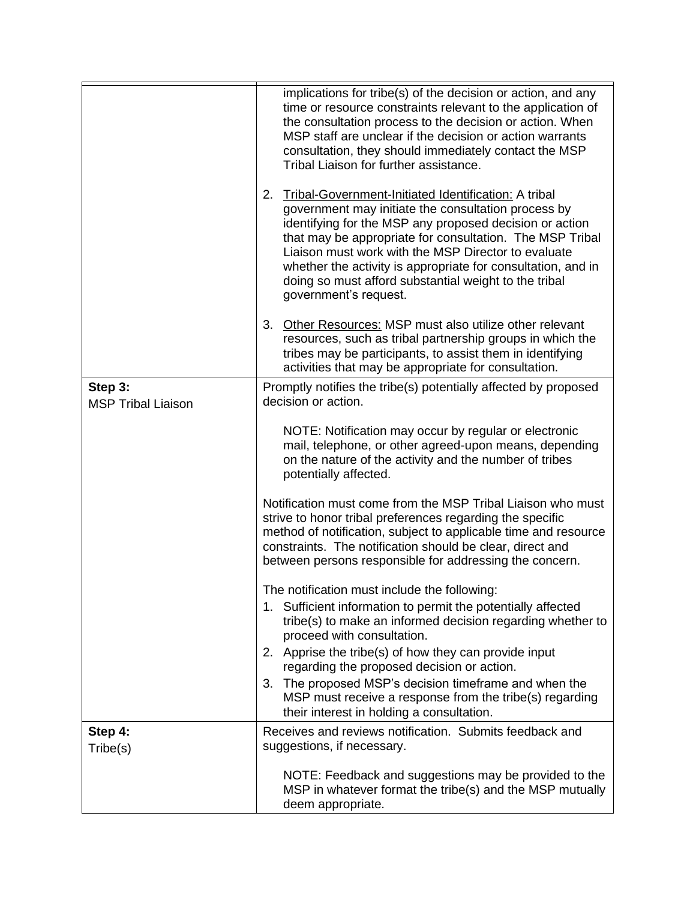| | |
|---|---|
| | implications for tribe(s) of the decision or action, and any time or resource constraints relevant to the application of the consultation process to the decision or action. When MSP staff are unclear if the decision or action warrants consultation, they should immediately contact the MSP Tribal Liaison for further assistance.<br><br>2. Tribal-Government-Initiated Identification: A tribal government may initiate the consultation process by identifying for the MSP any proposed decision or action that may be appropriate for consultation. The MSP Tribal Liaison must work with the MSP Director to evaluate whether the activity is appropriate for consultation, and in doing so must afford substantial weight to the tribal government's request.<br><br>3. Other Resources: MSP must also utilize other relevant resources, such as tribal partnership groups in which the tribes may be participants, to assist them in identifying activities that may be appropriate for consultation. |
| **Step 3:**<br>MSP Tribal Liaison | Promptly notifies the tribe(s) potentially affected by proposed decision or action.<br><br>NOTE: Notification may occur by regular or electronic mail, telephone, or other agreed-upon means, depending on the nature of the activity and the number of tribes potentially affected.<br><br>Notification must come from the MSP Tribal Liaison who must strive to honor tribal preferences regarding the specific method of notification, subject to applicable time and resource constraints. The notification should be clear, direct and between persons responsible for addressing the concern.<br><br>The notification must include the following:<br>1. Sufficient information to permit the potentially affected tribe(s) to make an informed decision regarding whether to proceed with consultation.<br>2. Apprise the tribe(s) of how they can provide input regarding the proposed decision or action.<br>3. The proposed MSP's decision timeframe and when the MSP must receive a response from the tribe(s) regarding their interest in holding a consultation. |
| **Step 4:**<br>Tribe(s) | Receives and reviews notification. Submits feedback and suggestions, if necessary.<br><br>NOTE: Feedback and suggestions may be provided to the MSP in whatever format the tribe(s) and the MSP mutually deem appropriate. |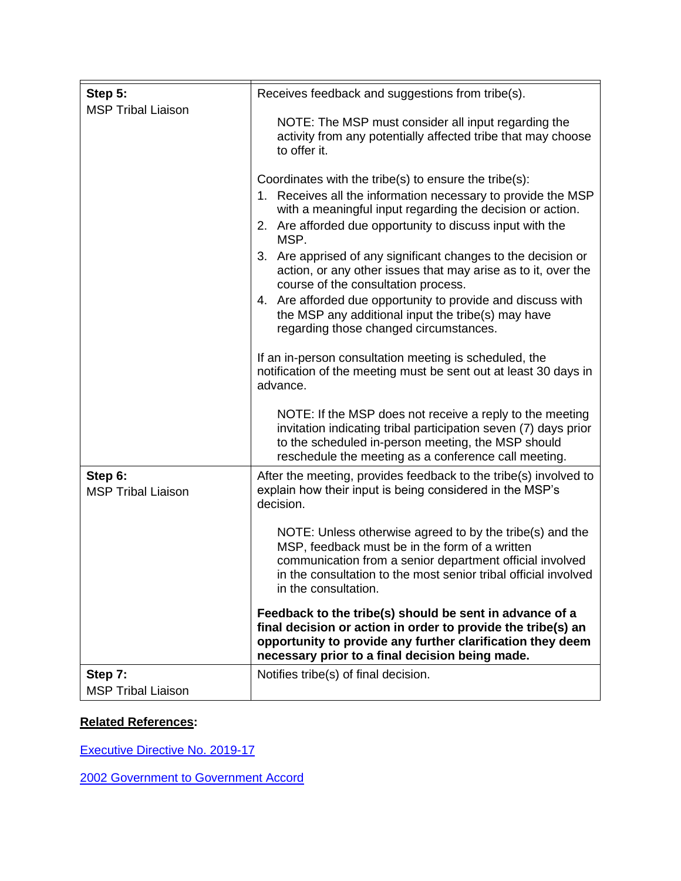| | |
|---|---|
| **Step 5:**<br>MSP Tribal Liaison | Receives feedback and suggestions from tribe(s).<br><br>NOTE: The MSP must consider all input regarding the activity from any potentially affected tribe that may choose to offer it.<br><br>Coordinates with the tribe(s) to ensure the tribe(s):<br>1. Receives all the information necessary to provide the MSP with a meaningful input regarding the decision or action.<br>2. Are afforded due opportunity to discuss input with the MSP.<br>3. Are apprised of any significant changes to the decision or action, or any other issues that may arise as to it, over the course of the consultation process.<br>4. Are afforded due opportunity to provide and discuss with the MSP any additional input the tribe(s) may have regarding those changed circumstances.<br><br>If an in-person consultation meeting is scheduled, the notification of the meeting must be sent out at least 30 days in advance.<br><br>NOTE: If the MSP does not receive a reply to the meeting invitation indicating tribal participation seven (7) days prior to the scheduled in-person meeting, the MSP should reschedule the meeting as a conference call meeting. |
| **Step 6:**<br>MSP Tribal Liaison | After the meeting, provides feedback to the tribe(s) involved to explain how their input is being considered in the MSP's decision.<br><br>NOTE: Unless otherwise agreed to by the tribe(s) and the MSP, feedback must be in the form of a written communication from a senior department official involved in the consultation to the most senior tribal official involved in the consultation.<br><br>**Feedback to the tribe(s) should be sent in advance of a final decision or action in order to provide the tribe(s) an opportunity to provide any further clarification they deem necessary prior to a final decision being made.** |
| **Step 7:**<br>MSP Tribal Liaison | Notifies tribe(s) of final decision. |

**Related References:**

Executive Directive No. 2019-17

2002 Government to Government Accord